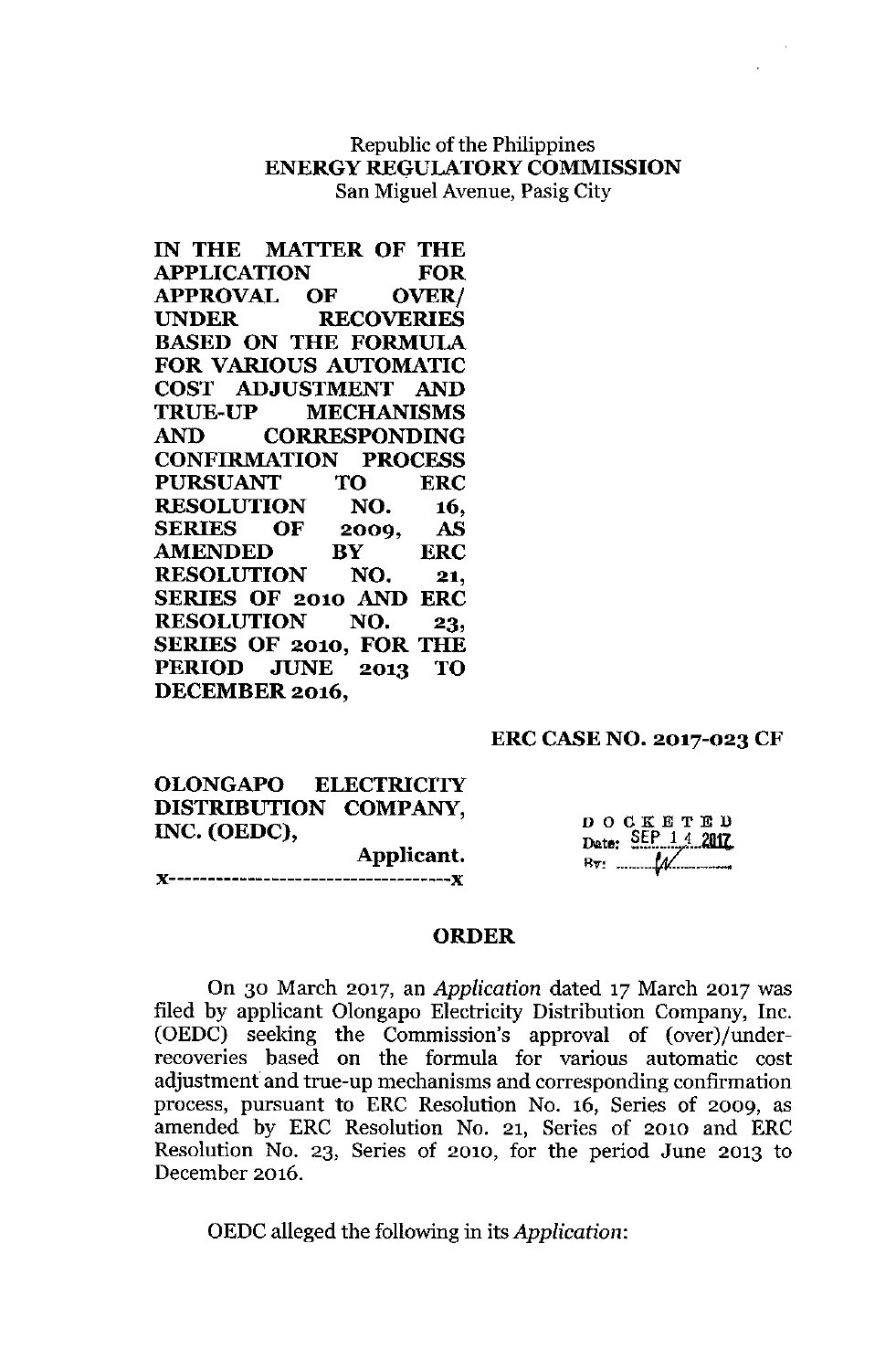Republic of the Philippines
**ENERGY REGULATORY COMMISSION**
San Miguel Avenue, Pasig City

**IN THE MATTER OF THE APPLICATION FOR APPROVAL OF OVER/ UNDER RECOVERIES BASED ON THE FORMULA FOR VARIOUS AUTOMATIC COST ADJUSTMENT AND TRUE-UP MECHANISMS AND CORRESPONDING CONFIRMATION PROCESS PURSUANT TO ERC RESOLUTION NO. 16, SERIES OF 2009, AS AMENDED BY ERC RESOLUTION NO. 21, SERIES OF 2010 AND ERC RESOLUTION NO. 23, SERIES OF 2010, FOR THE PERIOD JUNE 2013 TO DECEMBER 2016,**

**ERC CASE NO. 2017-023 CF**

**OLONGAPO ELECTRICITY DISTRIBUTION COMPANY, INC. (OEDC),**

**Applicant.**

x-----------------------------------x

DOCKETED
Date: SEP 14 2017
By: ___

## ORDER

On 30 March 2017, an *Application* dated 17 March 2017 was filed by applicant Olongapo Electricity Distribution Company, Inc. (OEDC) seeking the Commission's approval of (over)/under-recoveries based on the formula for various automatic cost adjustment and true-up mechanisms and corresponding confirmation process, pursuant to ERC Resolution No. 16, Series of 2009, as amended by ERC Resolution No. 21, Series of 2010 and ERC Resolution No. 23, Series of 2010, for the period June 2013 to December 2016.

OEDC alleged the following in its *Application*: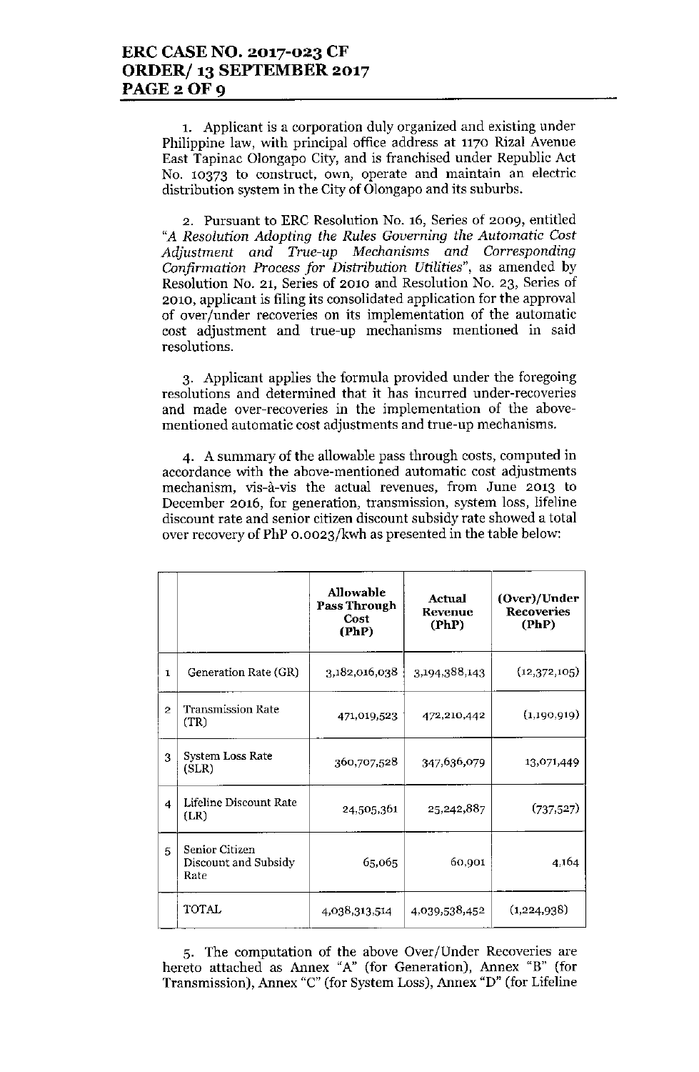1. Applicant is a corporation duly organized and existing under Philippine law, with principal office address at 1170 Rizal Avenue East Tapinac Olongapo City, and is franchised under Republic Act No. 10373 to construct, own, operate and maintain an electric distribution system in the City of Olongapo and its suburbs.

2. Pursuant to ERC Resolution No. 16, Series of 2009, entitled "*A Resolution Adopting the Rules Governing the Automatic Cost Adjustment and True-up Mechanisms and Corresponding Confirmation Process for Distribution Utilities*", as amended by Resolution No. 21, Series of 2010 and Resolution No. 23, Series of 2010, applicant is filing its consolidated application for the approval of over/under recoveries on its implementation of the automatic cost adjustment and true-up mechanisms mentioned in said resolutions.

3. Applicant applies the formula provided under the foregoing resolutions and determined that it has incurred under-recoveries and made over-recoveries in the implementation of the above-mentioned automatic cost adjustments and true-up mechanisms.

4. A summary of the allowable pass through costs, computed in accordance with the above-mentioned automatic cost adjustments mechanism, vis-à-vis the actual revenues, from June 2013 to December 2016, for generation, transmission, system loss, lifeline discount rate and senior citizen discount subsidy rate showed a total over recovery of PhP 0.0023/kwh as presented in the table below:

| | | Allowable Pass Through Cost (PhP) | Actual Revenue (PhP) | (Over)/Under Recoveries (PhP) |
|---|---|---|---|---|
| 1 | Generation Rate (GR) | 3,182,016,038 | 3,194,388,143 | (12,372,105) |
| 2 | Transmission Rate (TR) | 471,019,523 | 472,210,442 | (1,190,919) |
| 3 | System Loss Rate (SLR) | 360,707,528 | 347,636,079 | 13,071,449 |
| 4 | Lifeline Discount Rate (LR) | 24,505,361 | 25,242,887 | (737,527) |
| 5 | Senior Citizen Discount and Subsidy Rate | 65,065 | 60,901 | 4,164 |
| | TOTAL | 4,038,313,514 | 4,039,538,452 | (1,224,938) |

5. The computation of the above Over/Under Recoveries are hereto attached as Annex "A" (for Generation), Annex "B" (for Transmission), Annex "C" (for System Loss), Annex "D" (for Lifeline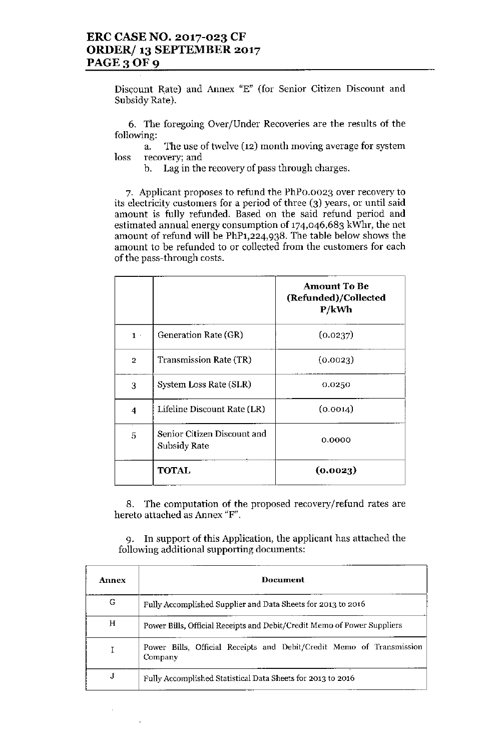Discount Rate) and Annex "E" (for Senior Citizen Discount and Subsidy Rate).

6. The foregoing Over/Under Recoveries are the results of the following:

   a. The use of twelve (12) month moving average for system loss recovery; and

   b. Lag in the recovery of pass through charges.

7. Applicant proposes to refund the PhP0.0023 over recovery to its electricity customers for a period of three (3) years, or until said amount is fully refunded. Based on the said refund period and estimated annual energy consumption of 174,046,683 kWhr, the net amount of refund will be PhP1,224,938. The table below shows the amount to be refunded to or collected from the customers for each of the pass-through costs.

| | | **Amount To Be (Refunded)/Collected P/kWh** |
|---|---|---|
| 1 | Generation Rate (GR) | (0.0237) |
| 2 | Transmission Rate (TR) | (0.0023) |
| 3 | System Loss Rate (SLR) | 0.0250 |
| 4 | Lifeline Discount Rate (LR) | (0.0014) |
| 5 | Senior Citizen Discount and Subsidy Rate | 0.0000 |
| | **TOTAL** | **(0.0023)** |

8. The computation of the proposed recovery/refund rates are hereto attached as Annex "F".

9. In support of this Application, the applicant has attached the following additional supporting documents:

| Annex | Document |
|---|---|
| G | Fully Accomplished Supplier and Data Sheets for 2013 to 2016 |
| H | Power Bills, Official Receipts and Debit/Credit Memo of Power Suppliers |
| I | Power Bills, Official Receipts and Debit/Credit Memo of Transmission Company |
| J | Fully Accomplished Statistical Data Sheets for 2013 to 2016 |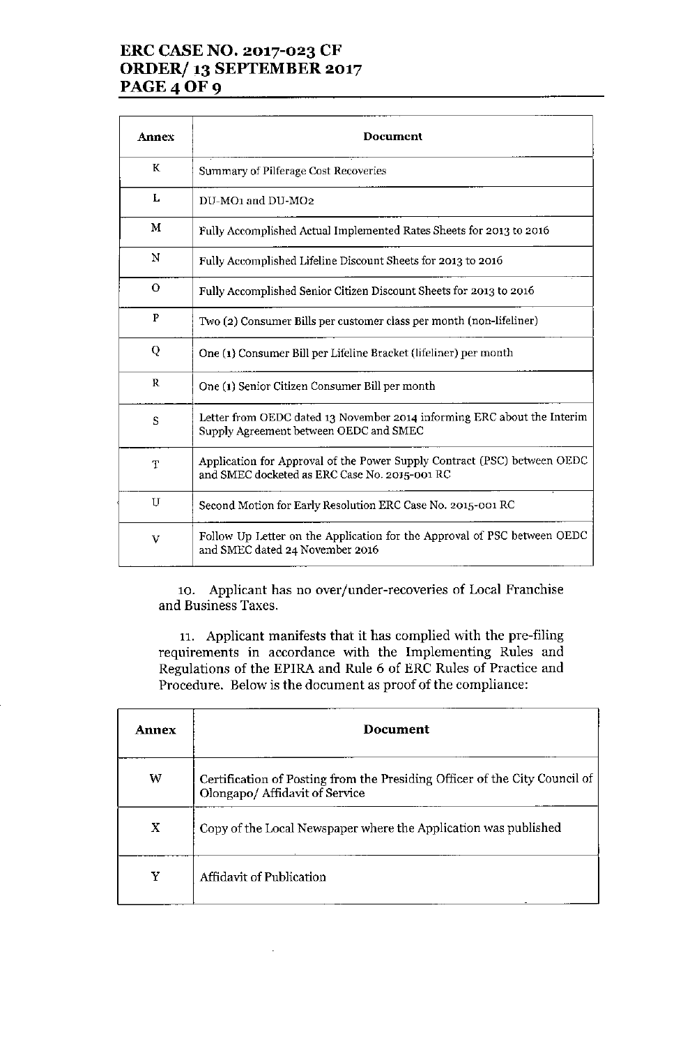| Annex | Document |
|---|---|
| K | Summary of Pilferage Cost Recoveries |
| L | DU-MO1 and DU-MO2 |
| M | Fully Accomplished Actual Implemented Rates Sheets for 2013 to 2016 |
| N | Fully Accomplished Lifeline Discount Sheets for 2013 to 2016 |
| O | Fully Accomplished Senior Citizen Discount Sheets for 2013 to 2016 |
| P | Two (2) Consumer Bills per customer class per month (non-lifeliner) |
| Q | One (1) Consumer Bill per Lifeline Bracket (lifeliner) per month |
| R | One (1) Senior Citizen Consumer Bill per month |
| S | Letter from OEDC dated 13 November 2014 informing ERC about the Interim Supply Agreement between OEDC and SMEC |
| T | Application for Approval of the Power Supply Contract (PSC) between OEDC and SMEC docketed as ERC Case No. 2015-001 RC |
| U | Second Motion for Early Resolution ERC Case No. 2015-001 RC |
| V | Follow Up Letter on the Application for the Approval of PSC between OEDC and SMEC dated 24 November 2016 |

10. Applicant has no over/under-recoveries of Local Franchise and Business Taxes.

11. Applicant manifests that it has complied with the pre-filing requirements in accordance with the Implementing Rules and Regulations of the EPIRA and Rule 6 of ERC Rules of Practice and Procedure. Below is the document as proof of the compliance:

| Annex | Document |
|---|---|
| W | Certification of Posting from the Presiding Officer of the City Council of Olongapo/ Affidavit of Service |
| X | Copy of the Local Newspaper where the Application was published |
| Y | Affidavit of Publication |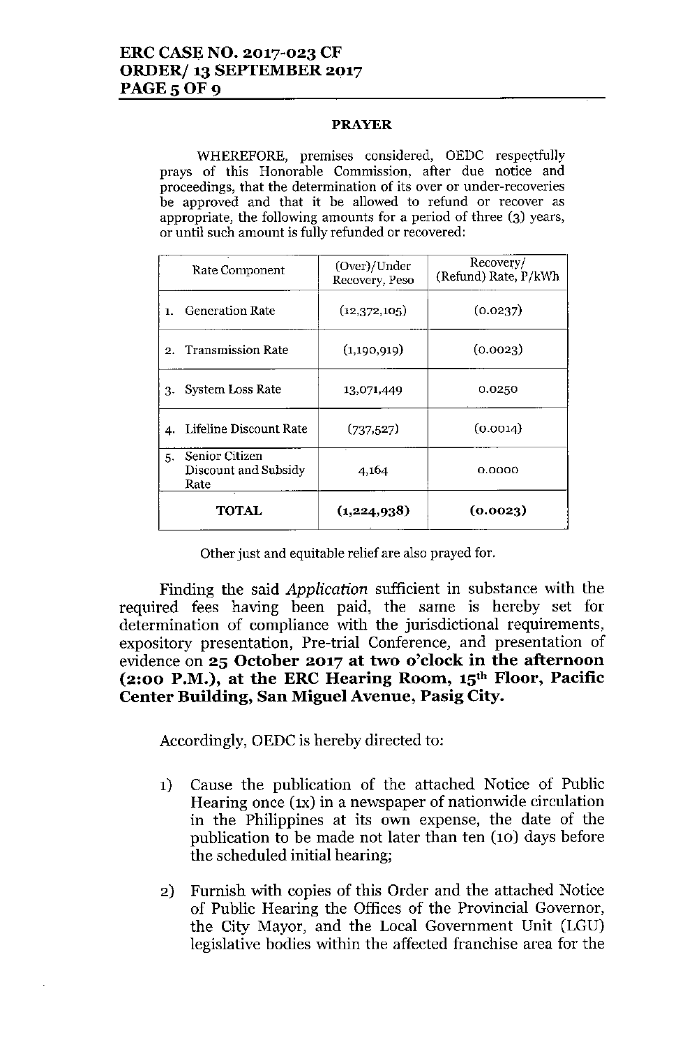## PRAYER

WHEREFORE, premises considered, OEDC respectfully prays of this Honorable Commission, after due notice and proceedings, that the determination of its over or under-recoveries be approved and that it be allowed to refund or recover as appropriate, the following amounts for a period of three (3) years, or until such amount is fully refunded or recovered:

| Rate Component | (Over)/Under Recovery, Peso | Recovery/ (Refund) Rate, P/kWh |
|---|---|---|
| 1. Generation Rate | (12,372,105) | (0.0237) |
| 2. Transmission Rate | (1,190,919) | (0.0023) |
| 3. System Loss Rate | 13,071,449 | 0.0250 |
| 4. Lifeline Discount Rate | (737,527) | (0.0014) |
| 5. Senior Citizen Discount and Subsidy Rate | 4,164 | 0.0000 |
| **TOTAL** | **(1,224,938)** | **(0.0023)** |

Other just and equitable relief are also prayed for.

Finding the said *Application* sufficient in substance with the required fees having been paid, the same is hereby set for determination of compliance with the jurisdictional requirements, expository presentation, Pre-trial Conference, and presentation of evidence on **25 October 2017 at two o'clock in the afternoon (2:00 P.M.), at the ERC Hearing Room, 15th Floor, Pacific Center Building, San Miguel Avenue, Pasig City.**

Accordingly, OEDC is hereby directed to:

1) Cause the publication of the attached Notice of Public Hearing once (1x) in a newspaper of nationwide circulation in the Philippines at its own expense, the date of the publication to be made not later than ten (10) days before the scheduled initial hearing;

2) Furnish with copies of this Order and the attached Notice of Public Hearing the Offices of the Provincial Governor, the City Mayor, and the Local Government Unit (LGU) legislative bodies within the affected franchise area for the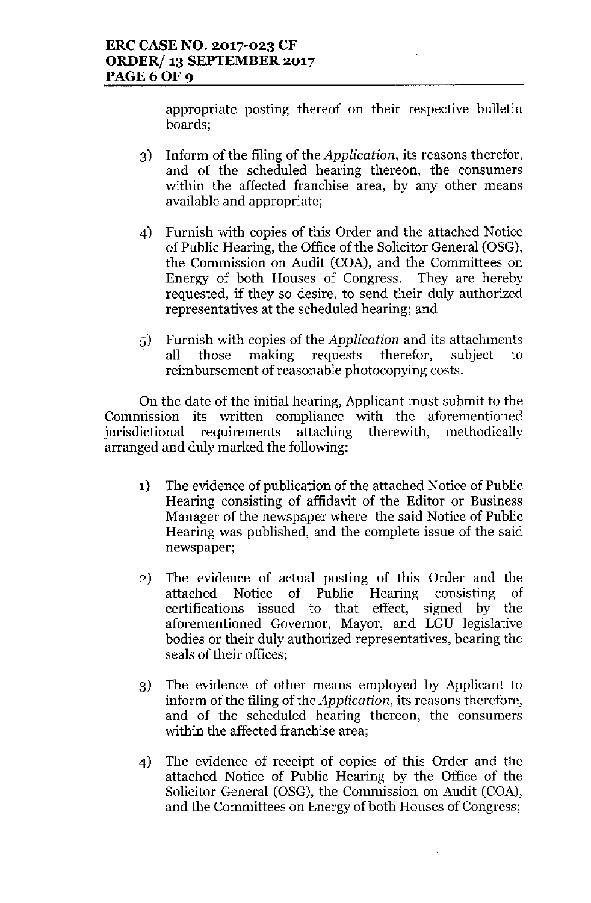appropriate posting thereof on their respective bulletin boards;

3) Inform of the filing of the *Application*, its reasons therefor, and of the scheduled hearing thereon, the consumers within the affected franchise area, by any other means available and appropriate;

4) Furnish with copies of this Order and the attached Notice of Public Hearing, the Office of the Solicitor General (OSG), the Commission on Audit (COA), and the Committees on Energy of both Houses of Congress. They are hereby requested, if they so desire, to send their duly authorized representatives at the scheduled hearing; and

5) Furnish with copies of the *Application* and its attachments all those making requests therefor, subject to reimbursement of reasonable photocopying costs.

On the date of the initial hearing, Applicant must submit to the Commission its written compliance with the aforementioned jurisdictional requirements attaching therewith, methodically arranged and duly marked the following:

1) The evidence of publication of the attached Notice of Public Hearing consisting of affidavit of the Editor or Business Manager of the newspaper where the said Notice of Public Hearing was published, and the complete issue of the said newspaper;

2) The evidence of actual posting of this Order and the attached Notice of Public Hearing consisting of certifications issued to that effect, signed by the aforementioned Governor, Mayor, and LGU legislative bodies or their duly authorized representatives, bearing the seals of their offices;

3) The evidence of other means employed by Applicant to inform of the filing of the *Application*, its reasons therefore, and of the scheduled hearing thereon, the consumers within the affected franchise area;

4) The evidence of receipt of copies of this Order and the attached Notice of Public Hearing by the Office of the Solicitor General (OSG), the Commission on Audit (COA), and the Committees on Energy of both Houses of Congress;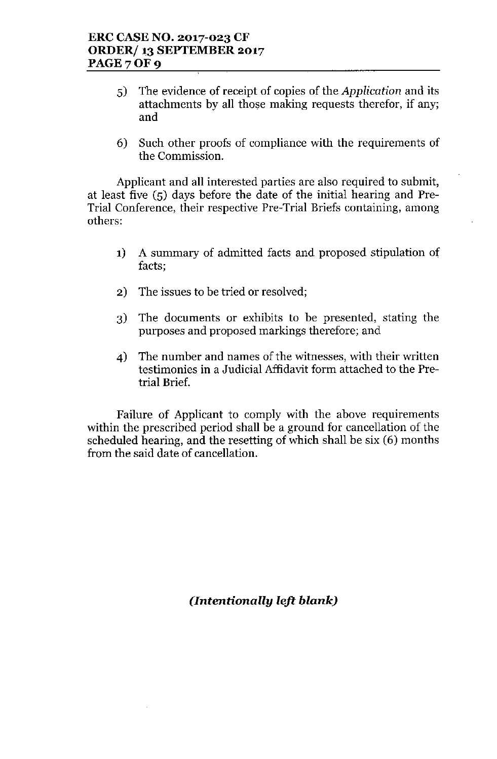5) The evidence of receipt of copies of the *Application* and its attachments by all those making requests therefor, if any; and

6) Such other proofs of compliance with the requirements of the Commission.

Applicant and all interested parties are also required to submit, at least five (5) days before the date of the initial hearing and Pre-Trial Conference, their respective Pre-Trial Briefs containing, among others:

1) A summary of admitted facts and proposed stipulation of facts;

2) The issues to be tried or resolved;

3) The documents or exhibits to be presented, stating the purposes and proposed markings therefore; and

4) The number and names of the witnesses, with their written testimonies in a Judicial Affidavit form attached to the Pre-trial Brief.

Failure of Applicant to comply with the above requirements within the prescribed period shall be a ground for cancellation of the scheduled hearing, and the resetting of which shall be six (6) months from the said date of cancellation.

***(Intentionally left blank)***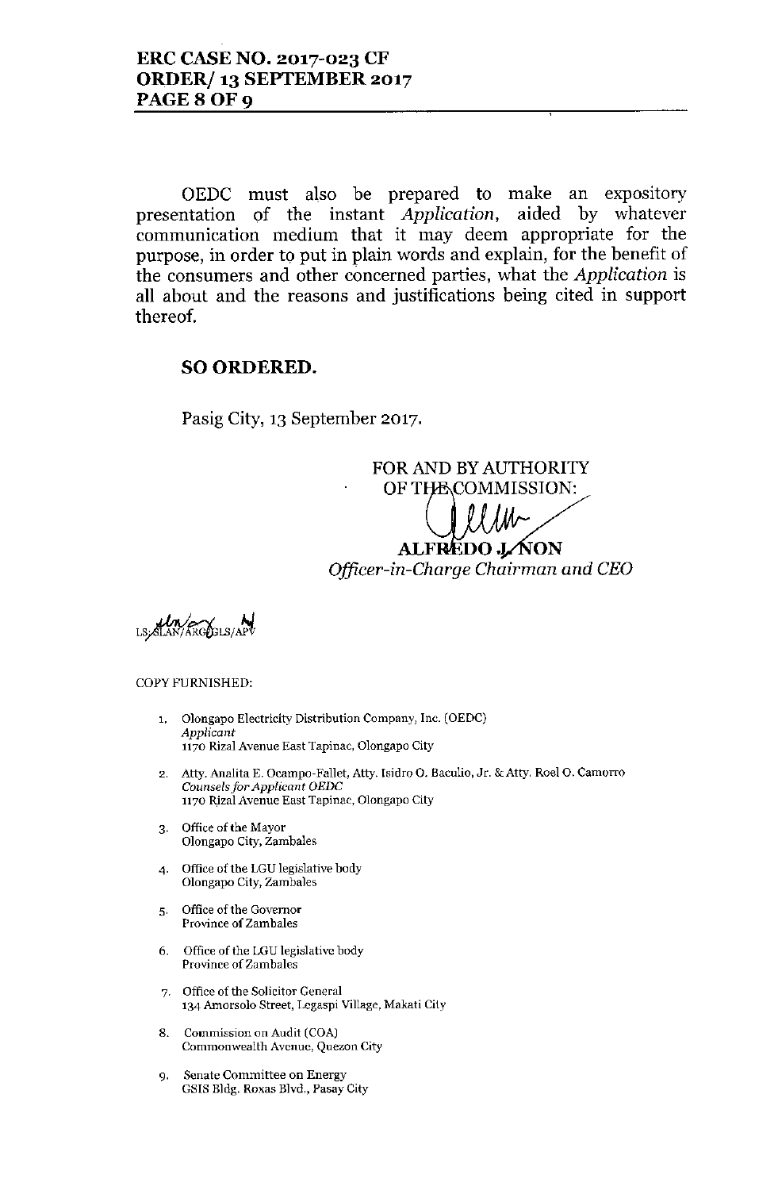OEDC must also be prepared to make an expository presentation of the instant *Application*, aided by whatever communication medium that it may deem appropriate for the purpose, in order to put in plain words and explain, for the benefit of the consumers and other concerned parties, what the *Application* is all about and the reasons and justifications being cited in support thereof.

**SO ORDERED.**

Pasig City, 13 September 2017.

FOR AND BY AUTHORITY OF THE COMMISSION:

**ALFREDO J. NON**
*Officer-in-Charge Chairman and CEO*

LS/SLAN/ARG/GLS/APV

COPY FURNISHED:

1. Olongapo Electricity Distribution Company, Inc. (OEDC)
   *Applicant*
   1170 Rizal Avenue East Tapinac, Olongapo City

2. Atty. Analita E. Ocampo-Fallet, Atty. Isidro O. Baculio, Jr. & Atty. Roel O. Camorro
   *Counsels for Applicant OEDC*
   1170 Rizal Avenue East Tapinac, Olongapo City

3. Office of the Mayor
   Olongapo City, Zambales

4. Office of the LGU legislative body
   Olongapo City, Zambales

5. Office of the Governor
   Province of Zambales

6. Office of the LGU legislative body
   Province of Zambales

7. Office of the Solicitor General
   134 Amorsolo Street, Legaspi Village, Makati City

8. Commission on Audit (COA)
   Commonwealth Avenue, Quezon City

9. Senate Committee on Energy
   GSIS Bldg. Roxas Blvd., Pasay City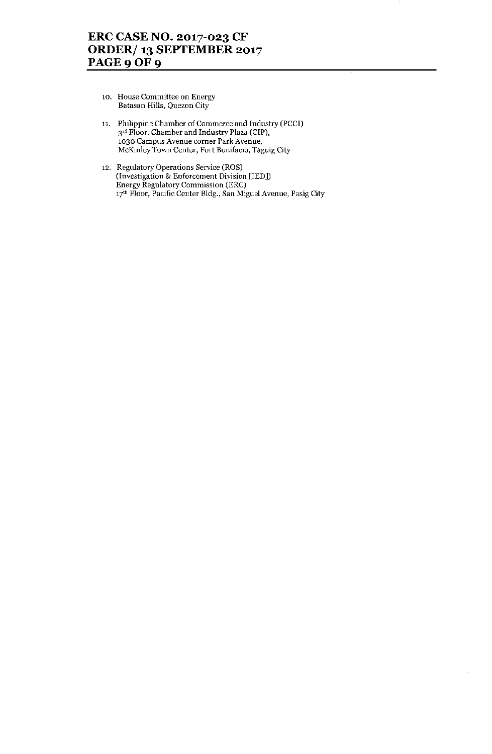10. House Committee on Energy
    Batasan Hills, Quezon City

11. Philippine Chamber of Commerce and Industry (PCCI)
    3rd Floor, Chamber and Industry Plaza (CIP),
    1030 Campus Avenue corner Park Avenue,
    McKinley Town Center, Fort Bonifacio, Taguig City

12. Regulatory Operations Service (ROS)
    (Investigation & Enforcement Division [IED])
    Energy Regulatory Commission (ERC)
    17th Floor, Pacific Center Bldg., San Miguel Avenue, Pasig City